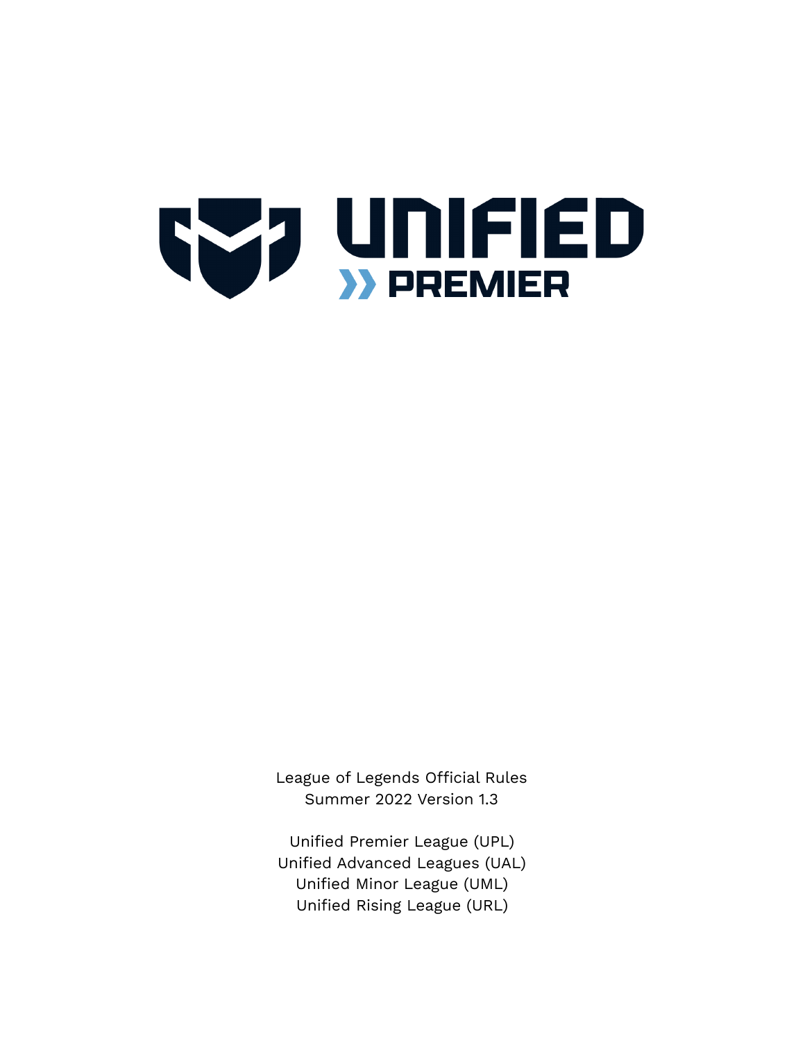# UNIFIED PREMIER

League of Legends Official Rules
Summer 2022 Version 1.3

Unified Premier League (UPL)
Unified Advanced Leagues (UAL)
Unified Minor League (UML)
Unified Rising League (URL)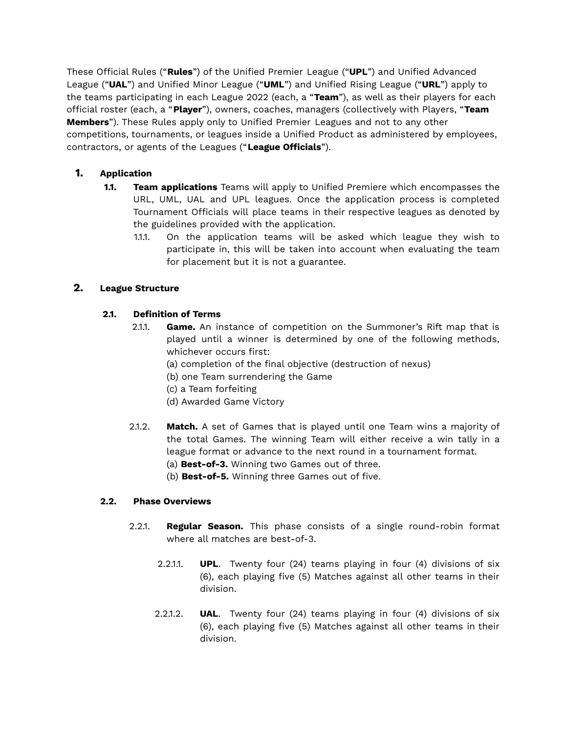These Official Rules ("**Rules**") of the Unified Premier League ("**UPL**") and Unified Advanced League ("**UAL**") and Unified Minor League ("**UML**") and Unified Rising League ("**URL**") apply to the teams participating in each League 2022 (each, a "**Team**"), as well as their players for each official roster (each, a "**Player**"), owners, coaches, managers (collectively with Players, "**Team Members**"). These Rules apply only to Unified Premier Leagues and not to any other competitions, tournaments, or leagues inside a Unified Product as administered by employees, contractors, or agents of the Leagues ("**League Officials**").

## 1. Application

**1.1. Team applications** Teams will apply to Unified Premiere which encompasses the URL, UML, UAL and UPL leagues. Once the application process is completed Tournament Officials will place teams in their respective leagues as denoted by the guidelines provided with the application.

1.1.1. On the application teams will be asked which league they wish to participate in, this will be taken into account when evaluating the team for placement but it is not a guarantee.

## 2. League Structure

### 2.1. Definition of Terms

2.1.1. **Game.** An instance of competition on the Summoner's Rift map that is played until a winner is determined by one of the following methods, whichever occurs first:

(a) completion of the final objective (destruction of nexus)
(b) one Team surrendering the Game
(c) a Team forfeiting
(d) Awarded Game Victory

2.1.2. **Match.** A set of Games that is played until one Team wins a majority of the total Games. The winning Team will either receive a win tally in a league format or advance to the next round in a tournament format.

(a) **Best-of-3.** Winning two Games out of three.
(b) **Best-of-5.** Winning three Games out of five.

### 2.2. Phase Overviews

2.2.1. **Regular Season.** This phase consists of a single round-robin format where all matches are best-of-3.

2.2.1.1. **UPL**. Twenty four (24) teams playing in four (4) divisions of six (6), each playing five (5) Matches against all other teams in their division.

2.2.1.2. **UAL**. Twenty four (24) teams playing in four (4) divisions of six (6), each playing five (5) Matches against all other teams in their division.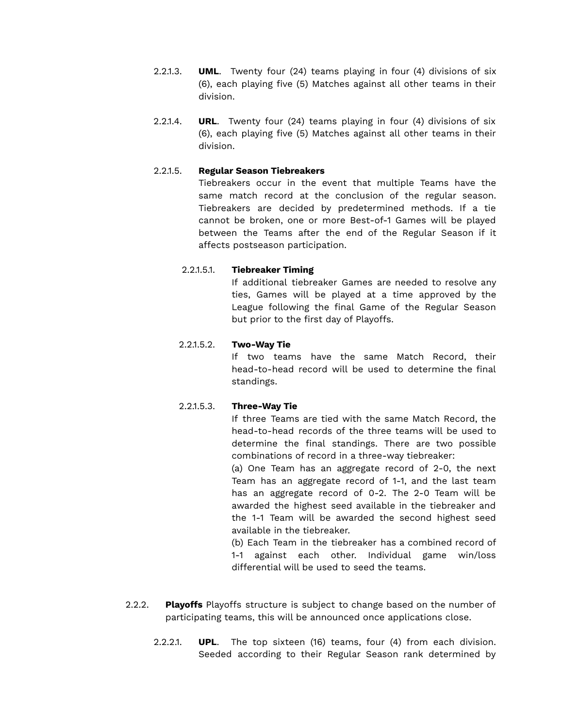2.2.1.3. **UML**. Twenty four (24) teams playing in four (4) divisions of six (6), each playing five (5) Matches against all other teams in their division.

2.2.1.4. **URL**. Twenty four (24) teams playing in four (4) divisions of six (6), each playing five (5) Matches against all other teams in their division.

2.2.1.5. **Regular Season Tiebreakers**

Tiebreakers occur in the event that multiple Teams have the same match record at the conclusion of the regular season. Tiebreakers are decided by predetermined methods. If a tie cannot be broken, one or more Best-of-1 Games will be played between the Teams after the end of the Regular Season if it affects postseason participation.

2.2.1.5.1. **Tiebreaker Timing**

If additional tiebreaker Games are needed to resolve any ties, Games will be played at a time approved by the League following the final Game of the Regular Season but prior to the first day of Playoffs.

2.2.1.5.2. **Two-Way Tie**

If two teams have the same Match Record, their head-to-head record will be used to determine the final standings.

2.2.1.5.3. **Three-Way Tie**

If three Teams are tied with the same Match Record, the head-to-head records of the three teams will be used to determine the final standings. There are two possible combinations of record in a three-way tiebreaker:

(a) One Team has an aggregate record of 2-0, the next Team has an aggregate record of 1-1, and the last team has an aggregate record of 0-2. The 2-0 Team will be awarded the highest seed available in the tiebreaker and the 1-1 Team will be awarded the second highest seed available in the tiebreaker.

(b) Each Team in the tiebreaker has a combined record of 1-1 against each other. Individual game win/loss differential will be used to seed the teams.

2.2.2. **Playoffs** Playoffs structure is subject to change based on the number of participating teams, this will be announced once applications close.

2.2.2.1. **UPL**. The top sixteen (16) teams, four (4) from each division. Seeded according to their Regular Season rank determined by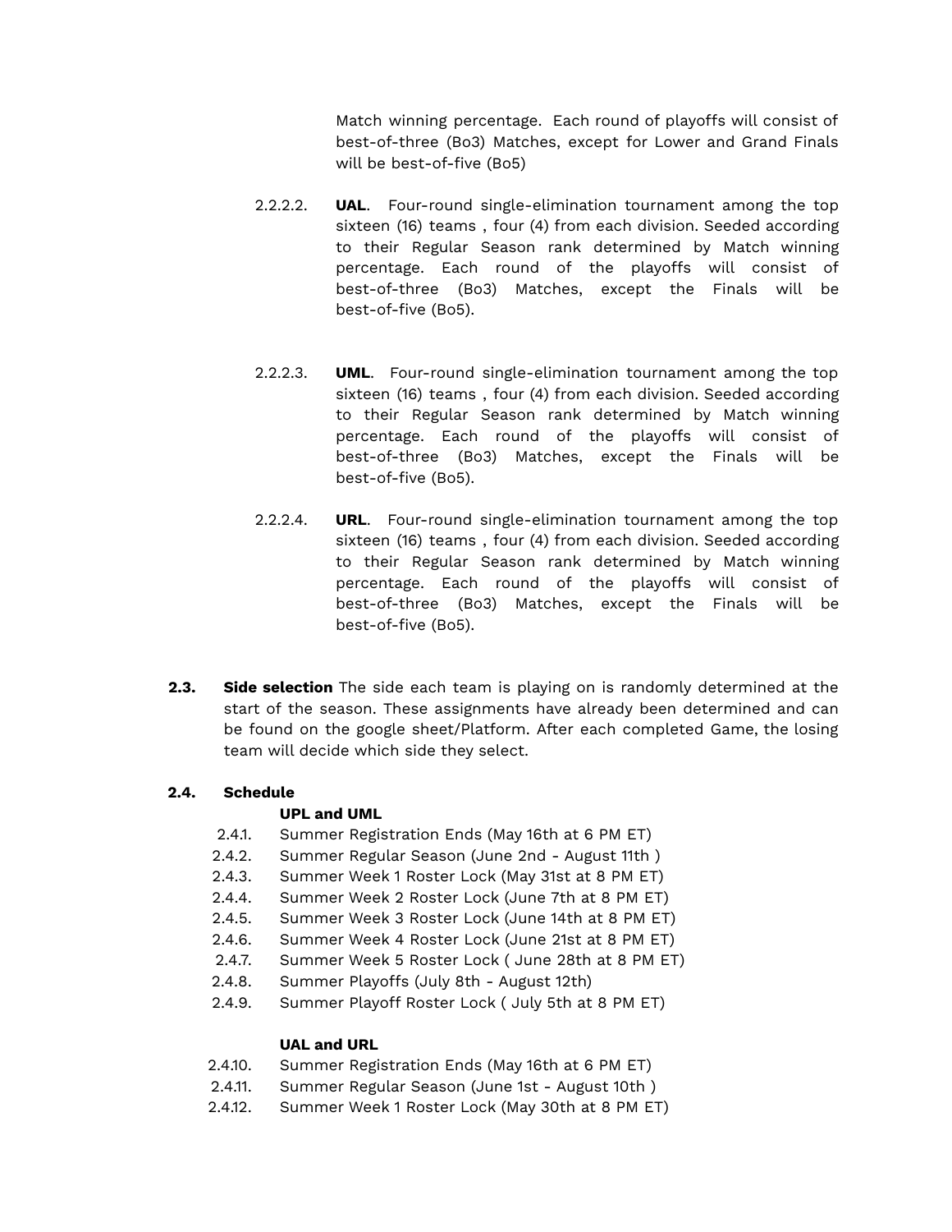Match winning percentage.  Each round of playoffs will consist of best-of-three (Bo3) Matches, except for Lower and Grand Finals will be best-of-five (Bo5)

2.2.2.2. **UAL**.  Four-round single-elimination tournament among the top sixteen (16) teams , four (4) from each division. Seeded according to their Regular Season rank determined by Match winning percentage. Each round of the playoffs will consist of best-of-three (Bo3) Matches, except the Finals will be best-of-five (Bo5).

2.2.2.3. **UML**.  Four-round single-elimination tournament among the top sixteen (16) teams , four (4) from each division. Seeded according to their Regular Season rank determined by Match winning percentage. Each round of the playoffs will consist of best-of-three (Bo3) Matches, except the Finals will be best-of-five (Bo5).

2.2.2.4. **URL**.  Four-round single-elimination tournament among the top sixteen (16) teams , four (4) from each division. Seeded according to their Regular Season rank determined by Match winning percentage. Each round of the playoffs will consist of best-of-three (Bo3) Matches, except the Finals will be best-of-five (Bo5).

**2.3. Side selection** The side each team is playing on is randomly determined at the start of the season. These assignments have already been determined and can be found on the google sheet/Platform. After each completed Game, the losing team will decide which side they select.

**2.4. Schedule**

**UPL and UML**

2.4.1. Summer Registration Ends (May 16th at 6 PM ET)
2.4.2. Summer Regular Season (June 2nd - August 11th )
2.4.3. Summer Week 1 Roster Lock (May 31st at 8 PM ET)
2.4.4. Summer Week 2 Roster Lock (June 7th at 8 PM ET)
2.4.5. Summer Week 3 Roster Lock (June 14th at 8 PM ET)
2.4.6. Summer Week 4 Roster Lock (June 21st at 8 PM ET)
2.4.7. Summer Week 5 Roster Lock ( June 28th at 8 PM ET)
2.4.8. Summer Playoffs (July 8th - August 12th)
2.4.9. Summer Playoff Roster Lock ( July 5th at 8 PM ET)

**UAL and URL**

2.4.10. Summer Registration Ends (May 16th at 6 PM ET)
2.4.11. Summer Regular Season (June 1st - August 10th )
2.4.12. Summer Week 1 Roster Lock (May 30th at 8 PM ET)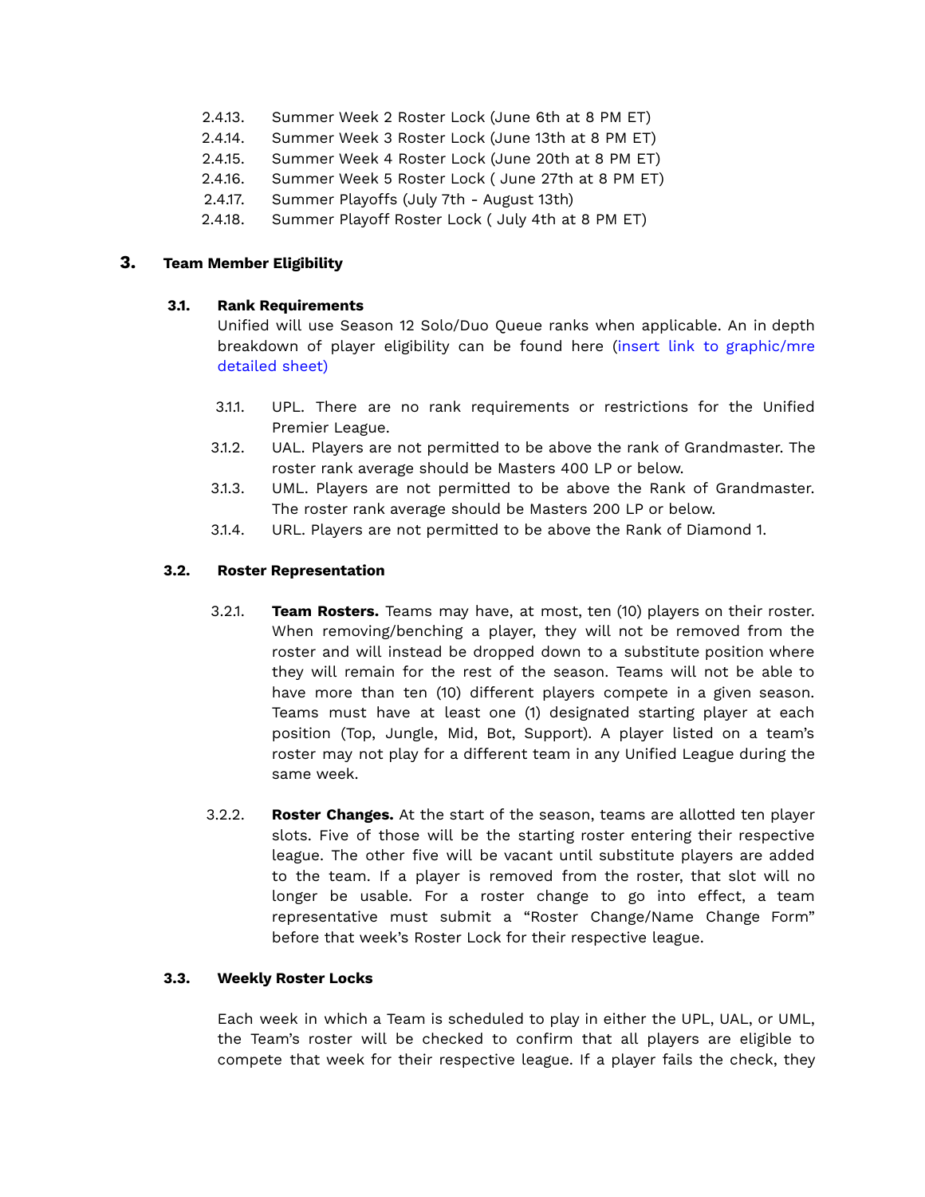2.4.13. Summer Week 2 Roster Lock (June 6th at 8 PM ET)
2.4.14. Summer Week 3 Roster Lock (June 13th at 8 PM ET)
2.4.15. Summer Week 4 Roster Lock (June 20th at 8 PM ET)
2.4.16. Summer Week 5 Roster Lock ( June 27th at 8 PM ET)
2.4.17. Summer Playoffs (July 7th - August 13th)
2.4.18. Summer Playoff Roster Lock ( July 4th at 8 PM ET)

# 3. Team Member Eligibility

## 3.1. Rank Requirements

Unified will use Season 12 Solo/Duo Queue ranks when applicable. An in depth breakdown of player eligibility can be found here (insert link to graphic/mre detailed sheet)

3.1.1. UPL. There are no rank requirements or restrictions for the Unified Premier League.

3.1.2. UAL. Players are not permitted to be above the rank of Grandmaster. The roster rank average should be Masters 400 LP or below.

3.1.3. UML. Players are not permitted to be above the Rank of Grandmaster. The roster rank average should be Masters 200 LP or below.

3.1.4. URL. Players are not permitted to be above the Rank of Diamond 1.

## 3.2. Roster Representation

3.2.1. **Team Rosters.** Teams may have, at most, ten (10) players on their roster. When removing/benching a player, they will not be removed from the roster and will instead be dropped down to a substitute position where they will remain for the rest of the season. Teams will not be able to have more than ten (10) different players compete in a given season. Teams must have at least one (1) designated starting player at each position (Top, Jungle, Mid, Bot, Support). A player listed on a team's roster may not play for a different team in any Unified League during the same week.

3.2.2. **Roster Changes.** At the start of the season, teams are allotted ten player slots. Five of those will be the starting roster entering their respective league. The other five will be vacant until substitute players are added to the team. If a player is removed from the roster, that slot will no longer be usable. For a roster change to go into effect, a team representative must submit a "Roster Change/Name Change Form" before that week's Roster Lock for their respective league.

## 3.3. Weekly Roster Locks

Each week in which a Team is scheduled to play in either the UPL, UAL, or UML, the Team's roster will be checked to confirm that all players are eligible to compete that week for their respective league. If a player fails the check, they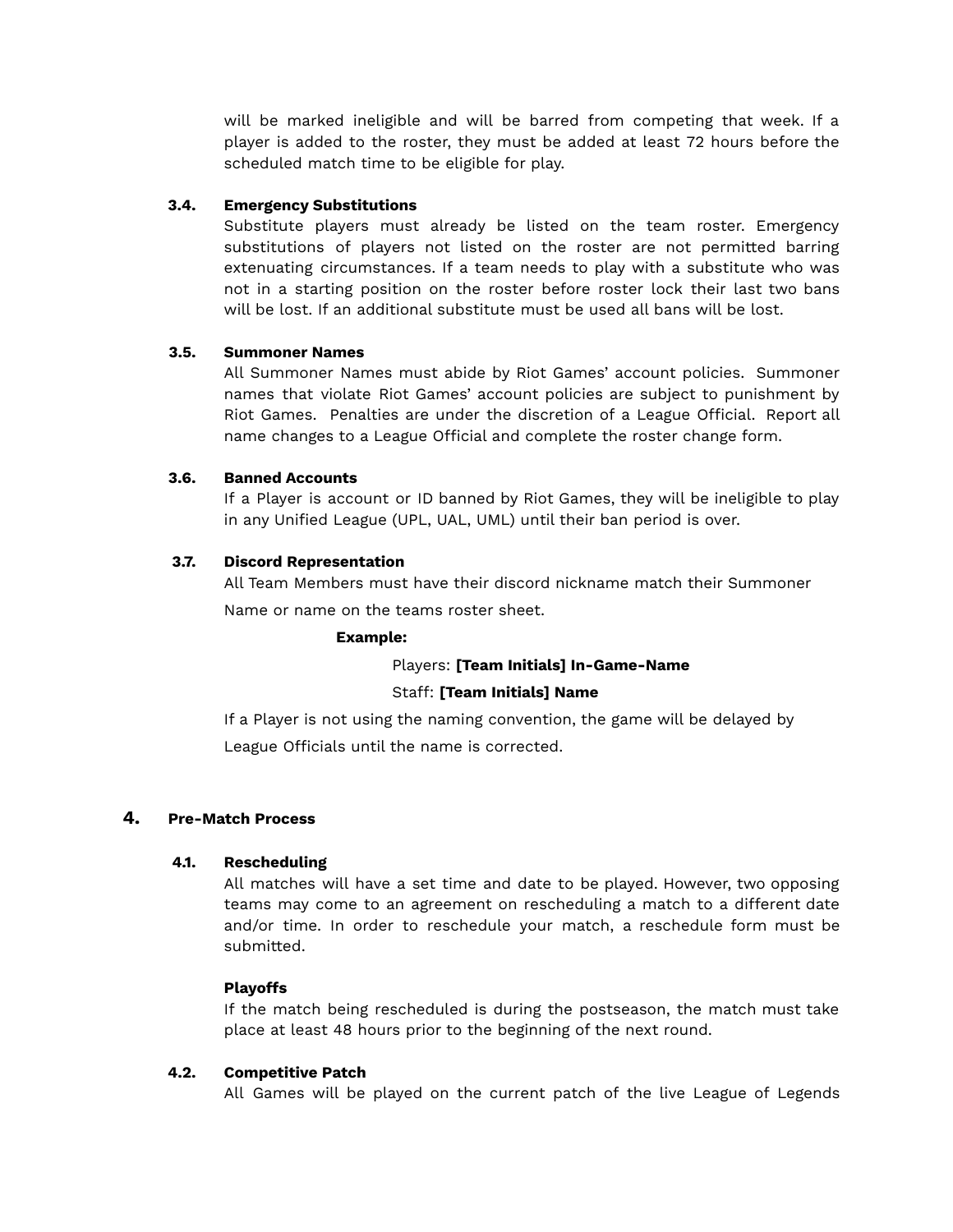will be marked ineligible and will be barred from competing that week. If a player is added to the roster, they must be added at least 72 hours before the scheduled match time to be eligible for play.

### 3.4. Emergency Substitutions

Substitute players must already be listed on the team roster. Emergency substitutions of players not listed on the roster are not permitted barring extenuating circumstances. If a team needs to play with a substitute who was not in a starting position on the roster before roster lock their last two bans will be lost. If an additional substitute must be used all bans will be lost.

### 3.5. Summoner Names

All Summoner Names must abide by Riot Games' account policies. Summoner names that violate Riot Games' account policies are subject to punishment by Riot Games. Penalties are under the discretion of a League Official. Report all name changes to a League Official and complete the roster change form.

### 3.6. Banned Accounts

If a Player is account or ID banned by Riot Games, they will be ineligible to play in any Unified League (UPL, UAL, UML) until their ban period is over.

### 3.7. Discord Representation

All Team Members must have their discord nickname match their Summoner Name or name on the teams roster sheet.

**Example:**

Players: **[Team Initials] In-Game-Name**

Staff: **[Team Initials] Name**

If a Player is not using the naming convention, the game will be delayed by League Officials until the name is corrected.

## 4. Pre-Match Process

### 4.1. Rescheduling

All matches will have a set time and date to be played. However, two opposing teams may come to an agreement on rescheduling a match to a different date and/or time. In order to reschedule your match, a reschedule form must be submitted.

**Playoffs**

If the match being rescheduled is during the postseason, the match must take place at least 48 hours prior to the beginning of the next round.

### 4.2. Competitive Patch

All Games will be played on the current patch of the live League of Legends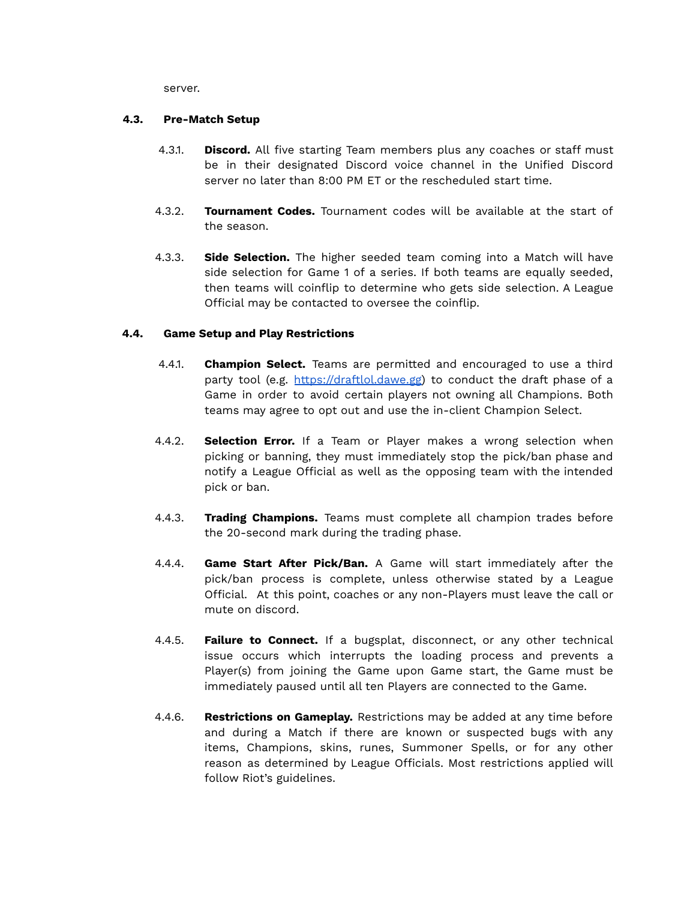server.

### 4.3. Pre-Match Setup

4.3.1. **Discord.** All five starting Team members plus any coaches or staff must be in their designated Discord voice channel in the Unified Discord server no later than 8:00 PM ET or the rescheduled start time.

4.3.2. **Tournament Codes.** Tournament codes will be available at the start of the season.

4.3.3. **Side Selection.** The higher seeded team coming into a Match will have side selection for Game 1 of a series. If both teams are equally seeded, then teams will coinflip to determine who gets side selection. A League Official may be contacted to oversee the coinflip.

### 4.4. Game Setup and Play Restrictions

4.4.1. **Champion Select.** Teams are permitted and encouraged to use a third party tool (e.g. [https://draftlol.dawe.gg](https://draftlol.dawe.gg)) to conduct the draft phase of a Game in order to avoid certain players not owning all Champions. Both teams may agree to opt out and use the in-client Champion Select.

4.4.2. **Selection Error.** If a Team or Player makes a wrong selection when picking or banning, they must immediately stop the pick/ban phase and notify a League Official as well as the opposing team with the intended pick or ban.

4.4.3. **Trading Champions.** Teams must complete all champion trades before the 20-second mark during the trading phase.

4.4.4. **Game Start After Pick/Ban.** A Game will start immediately after the pick/ban process is complete, unless otherwise stated by a League Official. At this point, coaches or any non-Players must leave the call or mute on discord.

4.4.5. **Failure to Connect.** If a bugsplat, disconnect, or any other technical issue occurs which interrupts the loading process and prevents a Player(s) from joining the Game upon Game start, the Game must be immediately paused until all ten Players are connected to the Game.

4.4.6. **Restrictions on Gameplay.** Restrictions may be added at any time before and during a Match if there are known or suspected bugs with any items, Champions, skins, runes, Summoner Spells, or for any other reason as determined by League Officials. Most restrictions applied will follow Riot's guidelines.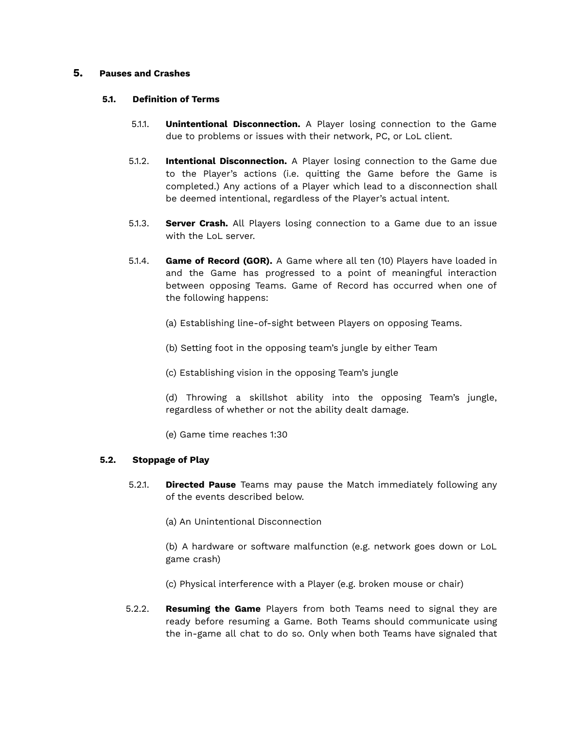# 5. Pauses and Crashes

## 5.1. Definition of Terms

5.1.1. **Unintentional Disconnection.** A Player losing connection to the Game due to problems or issues with their network, PC, or LoL client.

5.1.2. **Intentional Disconnection.** A Player losing connection to the Game due to the Player's actions (i.e. quitting the Game before the Game is completed.) Any actions of a Player which lead to a disconnection shall be deemed intentional, regardless of the Player's actual intent.

5.1.3. **Server Crash.** All Players losing connection to a Game due to an issue with the LoL server.

5.1.4. **Game of Record (GOR).** A Game where all ten (10) Players have loaded in and the Game has progressed to a point of meaningful interaction between opposing Teams. Game of Record has occurred when one of the following happens:

(a) Establishing line-of-sight between Players on opposing Teams.

(b) Setting foot in the opposing team's jungle by either Team

(c) Establishing vision in the opposing Team's jungle

(d) Throwing a skillshot ability into the opposing Team's jungle, regardless of whether or not the ability dealt damage.

(e) Game time reaches 1:30

## 5.2. Stoppage of Play

5.2.1. **Directed Pause** Teams may pause the Match immediately following any of the events described below.

(a) An Unintentional Disconnection

(b) A hardware or software malfunction (e.g. network goes down or LoL game crash)

(c) Physical interference with a Player (e.g. broken mouse or chair)

5.2.2. **Resuming the Game** Players from both Teams need to signal they are ready before resuming a Game. Both Teams should communicate using the in-game all chat to do so. Only when both Teams have signaled that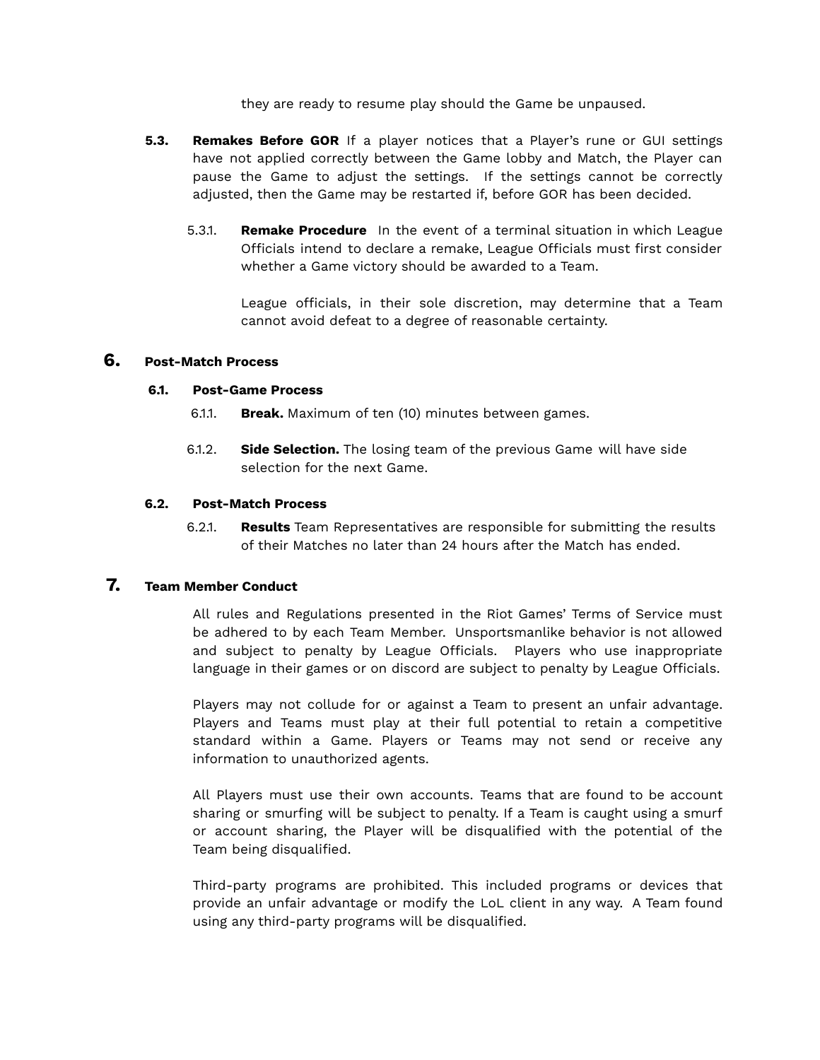they are ready to resume play should the Game be unpaused.

**5.3. Remakes Before GOR** If a player notices that a Player's rune or GUI settings have not applied correctly between the Game lobby and Match, the Player can pause the Game to adjust the settings. If the settings cannot be correctly adjusted, then the Game may be restarted if, before GOR has been decided.

5.3.1. **Remake Procedure** In the event of a terminal situation in which League Officials intend to declare a remake, League Officials must first consider whether a Game victory should be awarded to a Team.

League officials, in their sole discretion, may determine that a Team cannot avoid defeat to a degree of reasonable certainty.

# 6. Post-Match Process

## 6.1. Post-Game Process

6.1.1. **Break.** Maximum of ten (10) minutes between games.

6.1.2. **Side Selection.** The losing team of the previous Game will have side selection for the next Game.

## 6.2. Post-Match Process

6.2.1. **Results** Team Representatives are responsible for submitting the results of their Matches no later than 24 hours after the Match has ended.

# 7. Team Member Conduct

All rules and Regulations presented in the Riot Games' Terms of Service must be adhered to by each Team Member. Unsportsmanlike behavior is not allowed and subject to penalty by League Officials. Players who use inappropriate language in their games or on discord are subject to penalty by League Officials.

Players may not collude for or against a Team to present an unfair advantage. Players and Teams must play at their full potential to retain a competitive standard within a Game. Players or Teams may not send or receive any information to unauthorized agents.

All Players must use their own accounts. Teams that are found to be account sharing or smurfing will be subject to penalty. If a Team is caught using a smurf or account sharing, the Player will be disqualified with the potential of the Team being disqualified.

Third-party programs are prohibited. This included programs or devices that provide an unfair advantage or modify the LoL client in any way. A Team found using any third-party programs will be disqualified.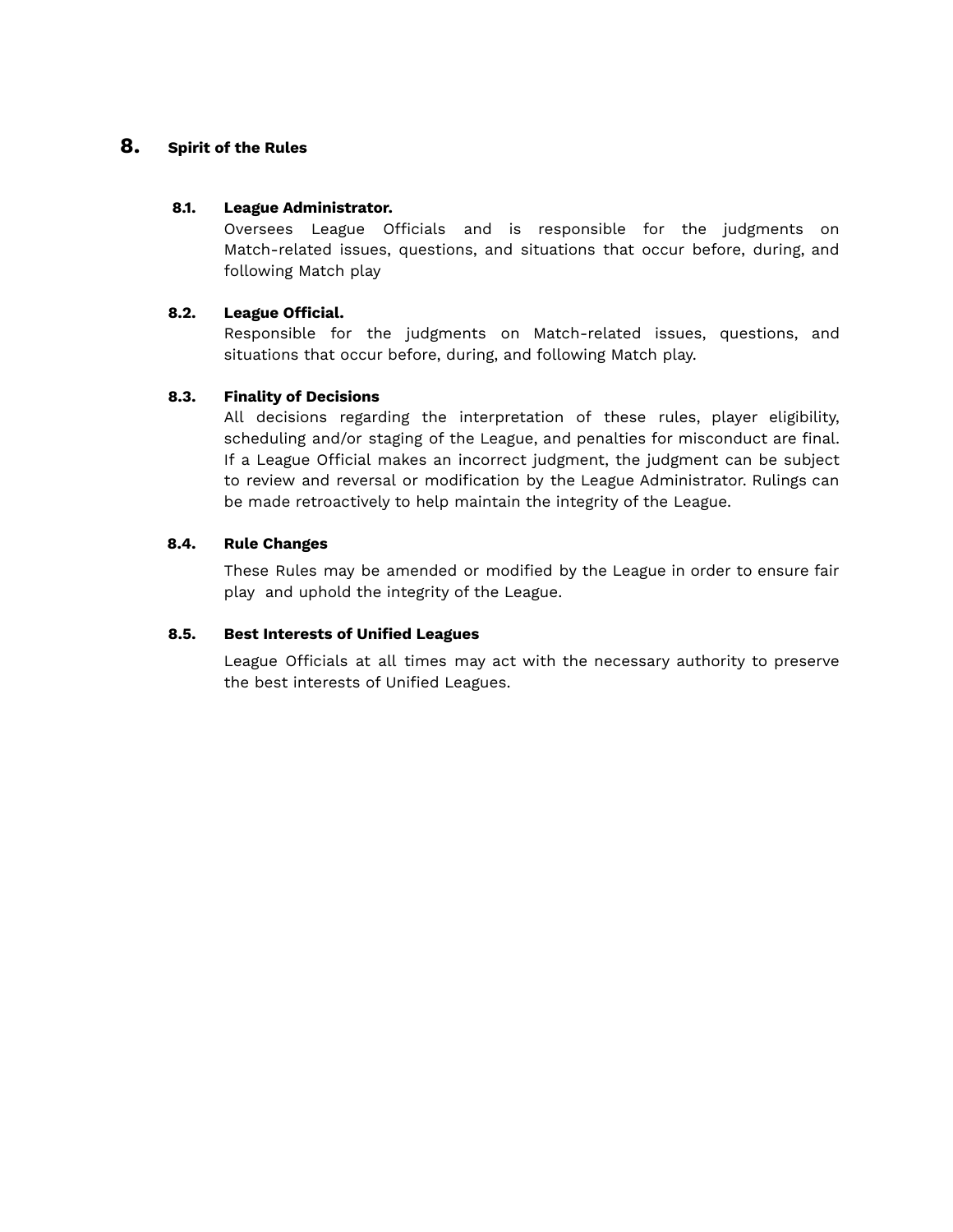# 8. Spirit of the Rules

### 8.1. League Administrator.

Oversees League Officials and is responsible for the judgments on Match-related issues, questions, and situations that occur before, during, and following Match play

### 8.2. League Official.

Responsible for the judgments on Match-related issues, questions, and situations that occur before, during, and following Match play.

### 8.3. Finality of Decisions

All decisions regarding the interpretation of these rules, player eligibility, scheduling and/or staging of the League, and penalties for misconduct are final. If a League Official makes an incorrect judgment, the judgment can be subject to review and reversal or modification by the League Administrator. Rulings can be made retroactively to help maintain the integrity of the League.

### 8.4. Rule Changes

These Rules may be amended or modified by the League in order to ensure fair play and uphold the integrity of the League.

### 8.5. Best Interests of Unified Leagues

League Officials at all times may act with the necessary authority to preserve the best interests of Unified Leagues.